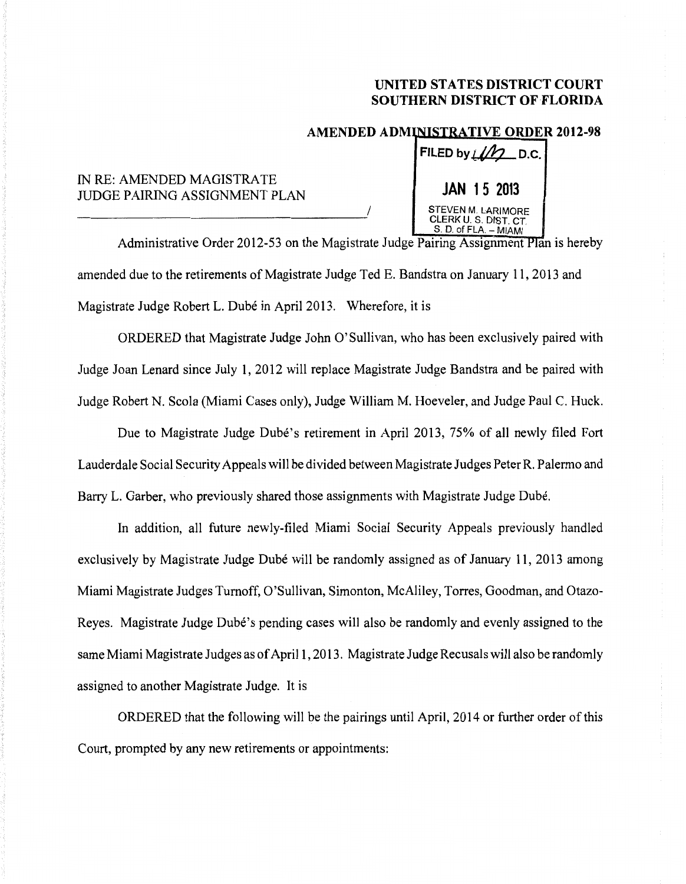**UNITED STATES DISTRICT COURT**
**SOUTHERN DISTRICT OF FLORIDA**

**AMENDED ADMINISTRATIVE ORDER 2012-98**

FILED by LM D.C.

JAN 15 2013

STEVEN M. LARIMORE
CLERK U. S. DIST. CT.
S. D. of FLA. – MIAMI

IN RE: AMENDED MAGISTRATE
JUDGE PAIRING ASSIGNMENT PLAN
_______________________________________/

Administrative Order 2012-53 on the Magistrate Judge Pairing Assignment Plan is hereby amended due to the retirements of Magistrate Judge Ted E. Bandstra on January 11, 2013 and Magistrate Judge Robert L. Dubé in April 2013. Wherefore, it is

ORDERED that Magistrate Judge John O'Sullivan, who has been exclusively paired with Judge Joan Lenard since July 1, 2012 will replace Magistrate Judge Bandstra and be paired with Judge Robert N. Scola (Miami Cases only), Judge William M. Hoeveler, and Judge Paul C. Huck.

Due to Magistrate Judge Dubé's retirement in April 2013, 75% of all newly filed Fort Lauderdale Social Security Appeals will be divided between Magistrate Judges Peter R. Palermo and Barry L. Garber, who previously shared those assignments with Magistrate Judge Dubé.

In addition, all future newly-filed Miami Social Security Appeals previously handled exclusively by Magistrate Judge Dubé will be randomly assigned as of January 11, 2013 among Miami Magistrate Judges Turnoff, O'Sullivan, Simonton, McAliley, Torres, Goodman, and Otazo-Reyes. Magistrate Judge Dubé's pending cases will also be randomly and evenly assigned to the same Miami Magistrate Judges as of April 1, 2013. Magistrate Judge Recusals will also be randomly assigned to another Magistrate Judge. It is

ORDERED that the following will be the pairings until April, 2014 or further order of this Court, prompted by any new retirements or appointments: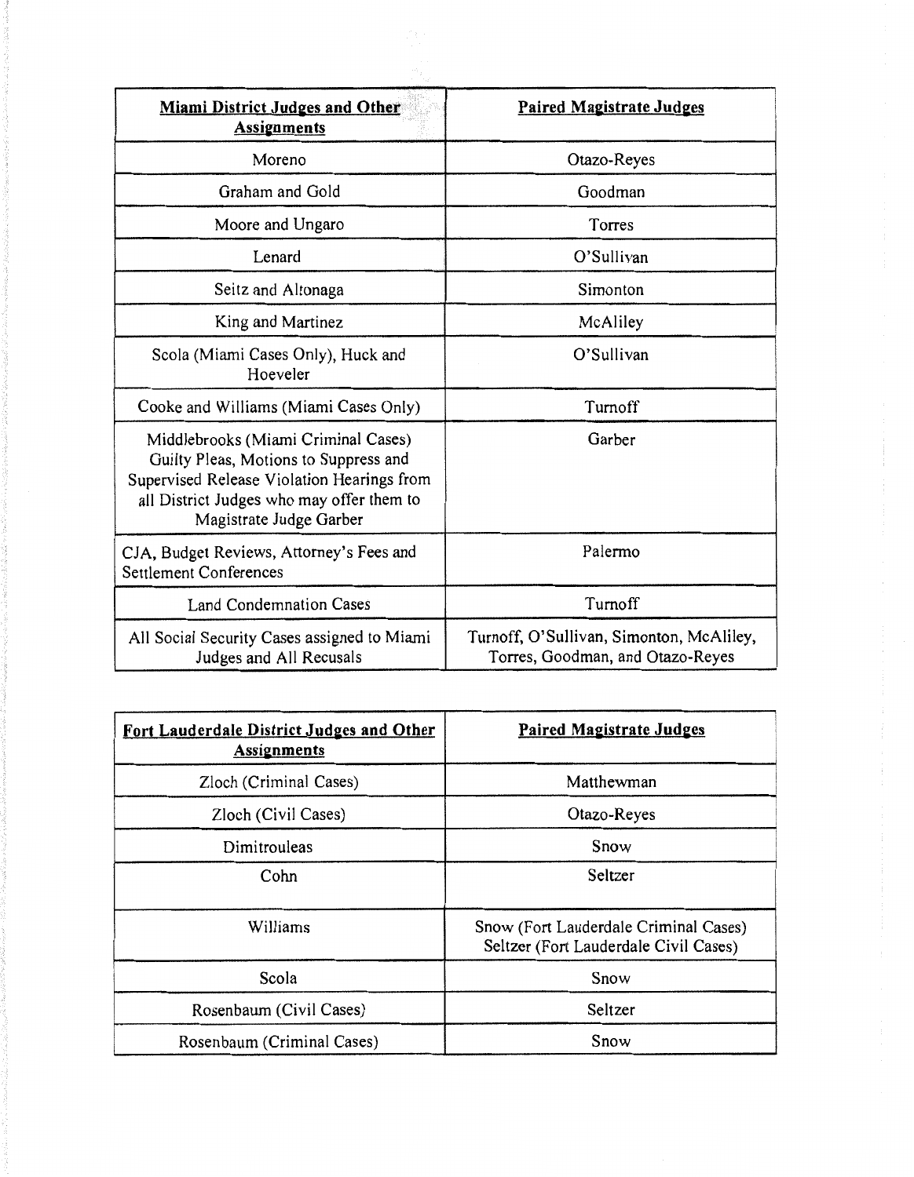| **Miami District Judges and Other Assignments** | **Paired Magistrate Judges** |
| --- | --- |
| Moreno | Otazo-Reyes |
| Graham and Gold | Goodman |
| Moore and Ungaro | Torres |
| Lenard | O'Sullivan |
| Seitz and Altonaga | Simonton |
| King and Martinez | McAliley |
| Scola (Miami Cases Only), Huck and Hoeveler | O'Sullivan |
| Cooke and Williams (Miami Cases Only) | Turnoff |
| Middlebrooks (Miami Criminal Cases) Guilty Pleas, Motions to Suppress and Supervised Release Violation Hearings from all District Judges who may offer them to Magistrate Judge Garber | Garber |
| CJA, Budget Reviews, Attorney's Fees and Settlement Conferences | Palermo |
| Land Condemnation Cases | Turnoff |
| All Social Security Cases assigned to Miami Judges and All Recusals | Turnoff, O'Sullivan, Simonton, McAliley, Torres, Goodman, and Otazo-Reyes |

| **Fort Lauderdale District Judges and Other Assignments** | **Paired Magistrate Judges** |
| --- | --- |
| Zloch (Criminal Cases) | Matthewman |
| Zloch (Civil Cases) | Otazo-Reyes |
| Dimitrouleas | Snow |
| Cohn | Seltzer |
| Williams | Snow (Fort Lauderdale Criminal Cases) Seltzer (Fort Lauderdale Civil Cases) |
| Scola | Snow |
| Rosenbaum (Civil Cases) | Seltzer |
| Rosenbaum (Criminal Cases) | Snow |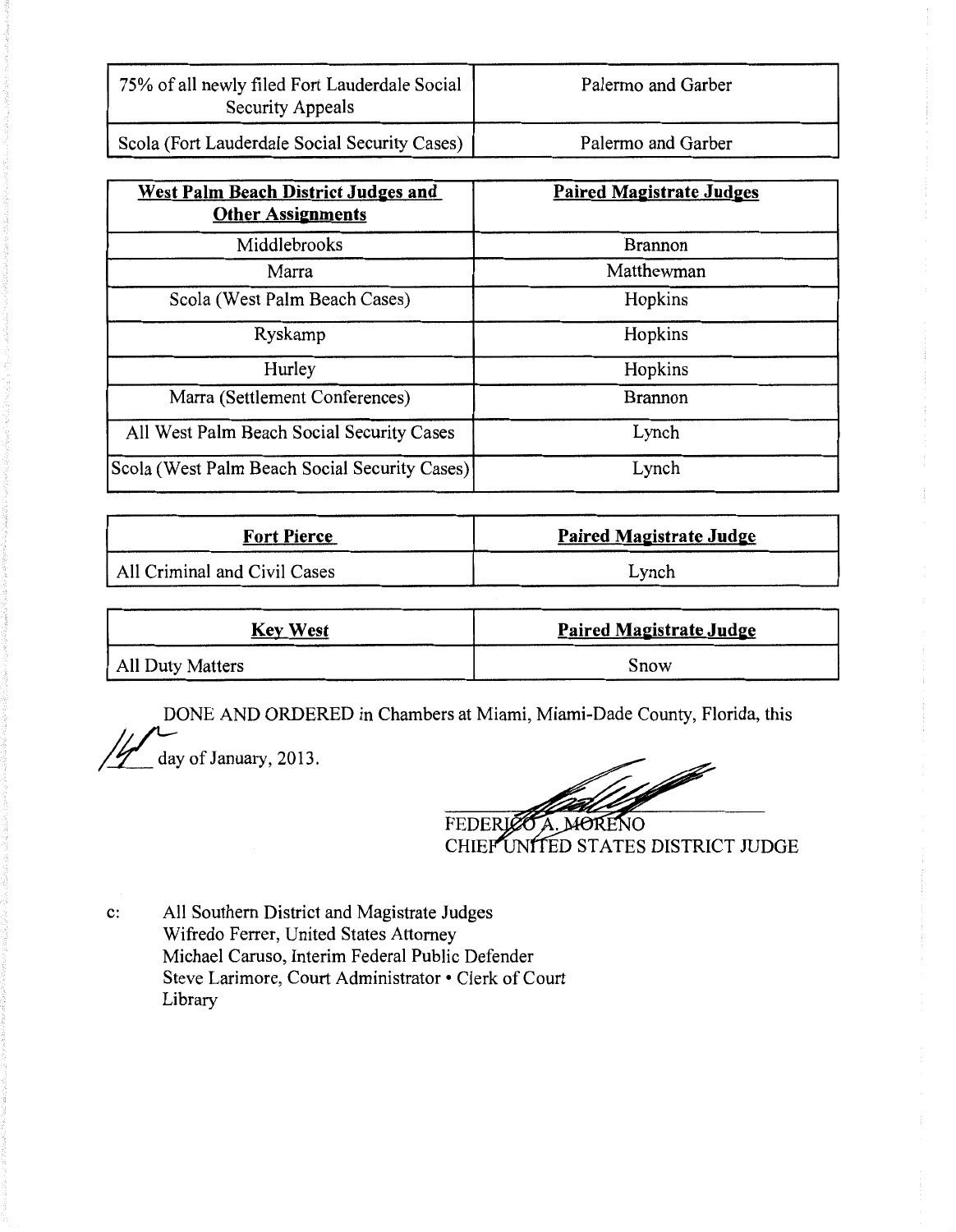| | |
|---|---|
| 75% of all newly filed Fort Lauderdale Social Security Appeals | Palermo and Garber |
| Scola (Fort Lauderdale Social Security Cases) | Palermo and Garber |

| **West Palm Beach District Judges and Other Assignments** | **Paired Magistrate Judges** |
|---|---|
| Middlebrooks | Brannon |
| Marra | Matthewman |
| Scola (West Palm Beach Cases) | Hopkins |
| Ryskamp | Hopkins |
| Hurley | Hopkins |
| Marra (Settlement Conferences) | Brannon |
| All West Palm Beach Social Security Cases | Lynch |
| Scola (West Palm Beach Social Security Cases) | Lynch |

| **Fort Pierce** | **Paired Magistrate Judge** |
|---|---|
| All Criminal and Civil Cases | Lynch |

| **Key West** | **Paired Magistrate Judge** |
|---|---|
| All Duty Matters | Snow |

DONE AND ORDERED in Chambers at Miami, Miami-Dade County, Florida, this 14 day of January, 2013.

FEDERICO A. MORENO
CHIEF UNITED STATES DISTRICT JUDGE

c: All Southern District and Magistrate Judges
Wifredo Ferrer, United States Attorney
Michael Caruso, Interim Federal Public Defender
Steve Larimore, Court Administrator • Clerk of Court
Library